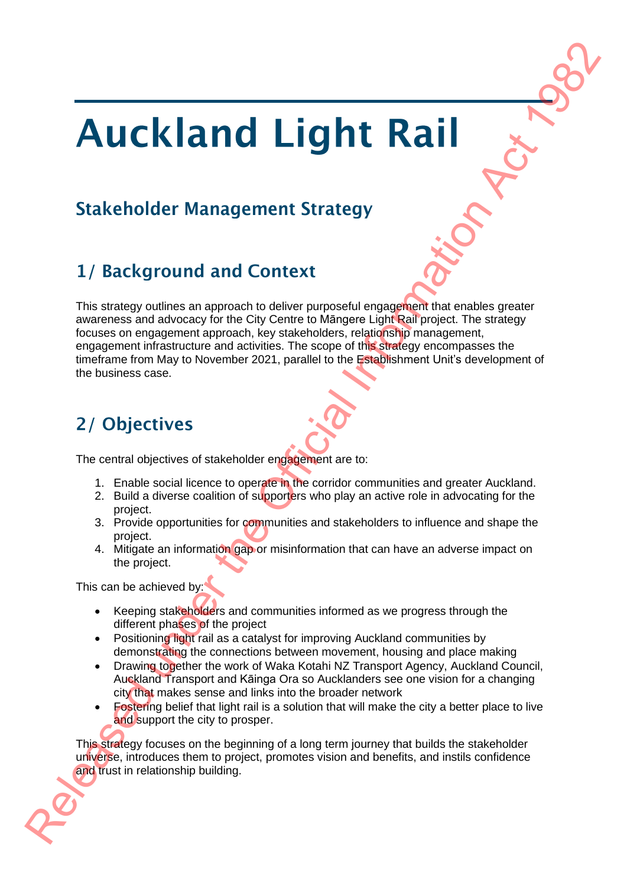# Auckland Light Rail

## Stakeholder Management Strategy

## 1/ Background and Context

This strategy outlines an approach to deliver purposeful engagement that enables greater awareness and advocacy for the City Centre to Māngere Light Rail project. The strategy focuses on engagement approach, key stakeholders, relationship management, engagement infrastructure and activities. The scope of this strategy encompasses the timeframe from May to November 2021, parallel to the Establishment Unit's development of the business case.

## 2/ Objectives

The central objectives of stakeholder engagement are to:

1. Enable social licence to operate in the corridor communities and greater Auckland.
2. Build a diverse coalition of supporters who play an active role in advocating for the project.
3. Provide opportunities for communities and stakeholders to influence and shape the project.
4. Mitigate an information gap or misinformation that can have an adverse impact on the project.

This can be achieved by:

- Keeping stakeholders and communities informed as we progress through the different phases of the project
- Positioning light rail as a catalyst for improving Auckland communities by demonstrating the connections between movement, housing and place making
- Drawing together the work of Waka Kotahi NZ Transport Agency, Auckland Council, Auckland Transport and Kāinga Ora so Aucklanders see one vision for a changing city that makes sense and links into the broader network
- Fostering belief that light rail is a solution that will make the city a better place to live and support the city to prosper.

This strategy focuses on the beginning of a long term journey that builds the stakeholder universe, introduces them to project, promotes vision and benefits, and instils confidence and trust in relationship building.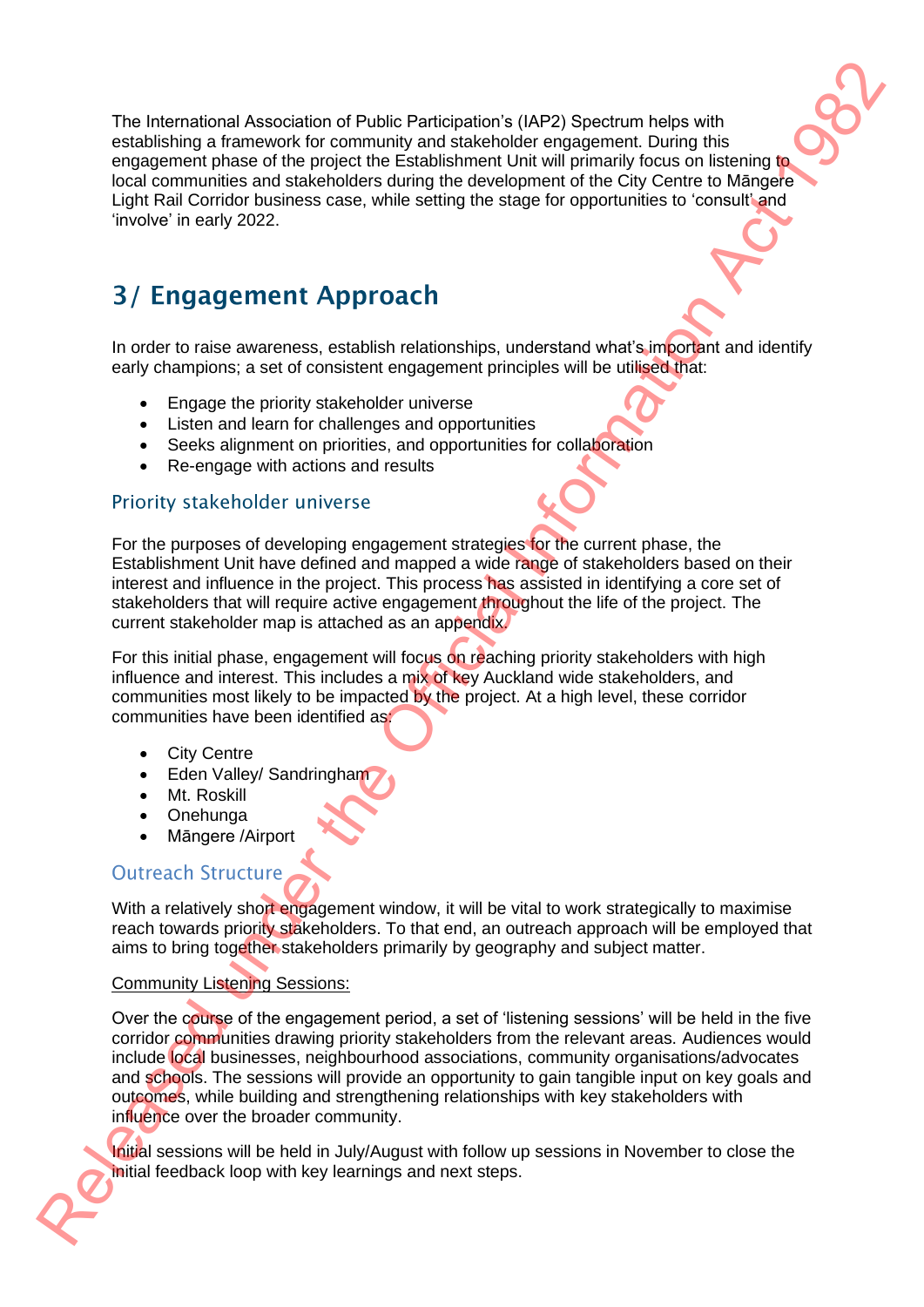The International Association of Public Participation's (IAP2) Spectrum helps with establishing a framework for community and stakeholder engagement. During this engagement phase of the project the Establishment Unit will primarily focus on listening to local communities and stakeholders during the development of the City Centre to Māngere Light Rail Corridor business case, while setting the stage for opportunities to 'consult' and 'involve' in early 2022.

## 3/ Engagement Approach

In order to raise awareness, establish relationships, understand what's important and identify early champions; a set of consistent engagement principles will be utilised that:

- Engage the priority stakeholder universe
- Listen and learn for challenges and opportunities
- Seeks alignment on priorities, and opportunities for collaboration
- Re-engage with actions and results

### Priority stakeholder universe

For the purposes of developing engagement strategies for the current phase, the Establishment Unit have defined and mapped a wide range of stakeholders based on their interest and influence in the project. This process has assisted in identifying a core set of stakeholders that will require active engagement throughout the life of the project. The current stakeholder map is attached as an appendix.

For this initial phase, engagement will focus on reaching priority stakeholders with high influence and interest. This includes a mix of key Auckland wide stakeholders, and communities most likely to be impacted by the project. At a high level, these corridor communities have been identified as:

- City Centre
- Eden Valley/ Sandringham
- Mt. Roskill
- Onehunga
- Māngere /Airport

### Outreach Structure

With a relatively short engagement window, it will be vital to work strategically to maximise reach towards priority stakeholders. To that end, an outreach approach will be employed that aims to bring together stakeholders primarily by geography and subject matter.

Community Listening Sessions:

Over the course of the engagement period, a set of 'listening sessions' will be held in the five corridor communities drawing priority stakeholders from the relevant areas. Audiences would include local businesses, neighbourhood associations, community organisations/advocates and schools. The sessions will provide an opportunity to gain tangible input on key goals and outcomes, while building and strengthening relationships with key stakeholders with influence over the broader community.

Initial sessions will be held in July/August with follow up sessions in November to close the initial feedback loop with key learnings and next steps.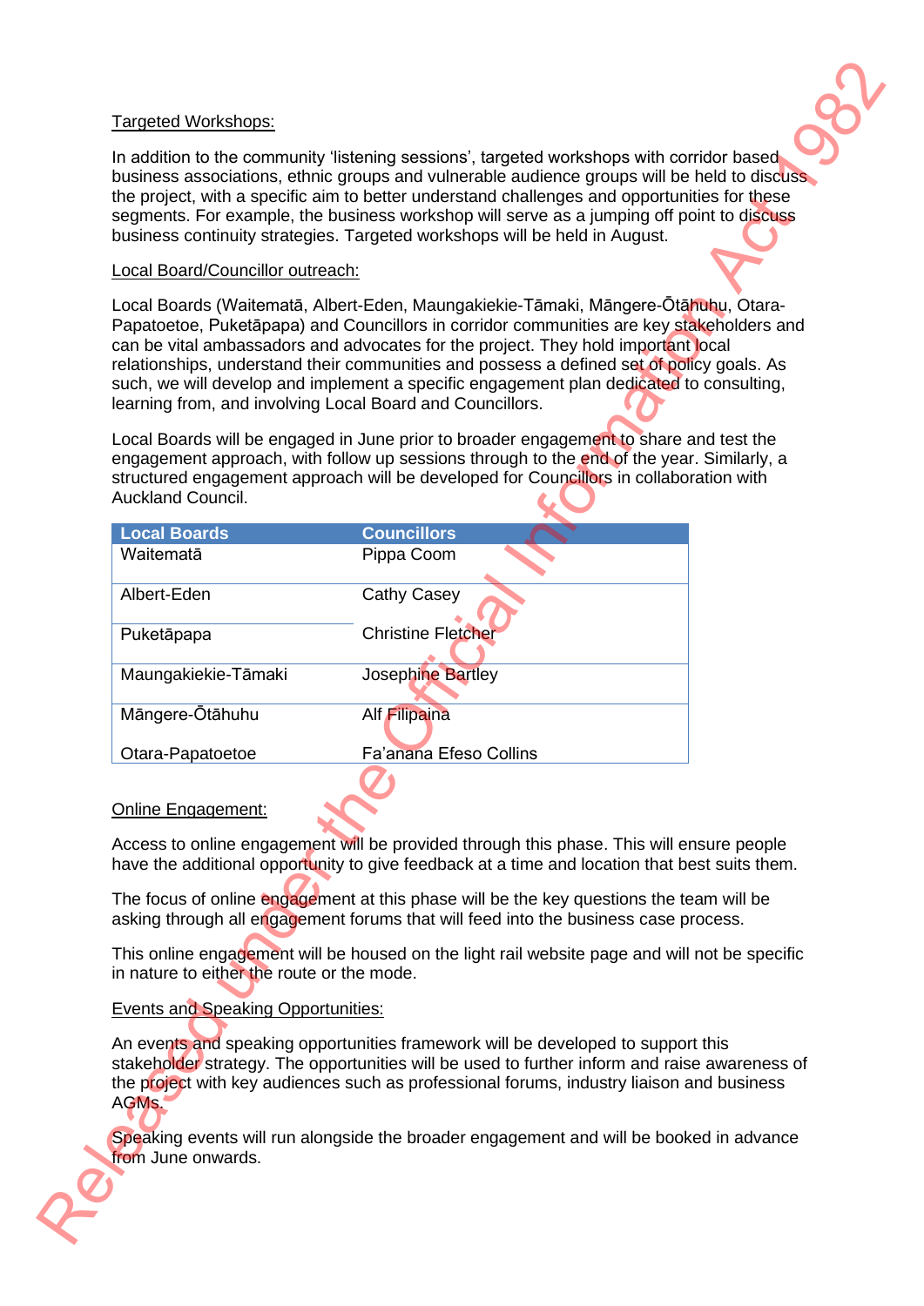### Targeted Workshops:

In addition to the community 'listening sessions', targeted workshops with corridor based business associations, ethnic groups and vulnerable audience groups will be held to discuss the project, with a specific aim to better understand challenges and opportunities for these segments. For example, the business workshop will serve as a jumping off point to discuss business continuity strategies. Targeted workshops will be held in August.

### Local Board/Councillor outreach:

Local Boards (Waitematā, Albert-Eden, Maungakiekie-Tāmaki, Māngere-Ōtāhuhu, Otara-Papatoetoe, Puketāpapa) and Councillors in corridor communities are key stakeholders and can be vital ambassadors and advocates for the project. They hold important local relationships, understand their communities and possess a defined set of policy goals. As such, we will develop and implement a specific engagement plan dedicated to consulting, learning from, and involving Local Board and Councillors.

Local Boards will be engaged in June prior to broader engagement to share and test the engagement approach, with follow up sessions through to the end of the year. Similarly, a structured engagement approach will be developed for Councillors in collaboration with Auckland Council.

| Local Boards | Councillors |
|---|---|
| Waitematā | Pippa Coom |
| Albert-Eden | Cathy Casey |
| Puketāpapa | Christine Fletcher |
| Maungakiekie-Tāmaki | Josephine Bartley |
| Māngere-Ōtāhuhu | Alf Filipaina |
| Otara-Papatoetoe | Fa'anana Efeso Collins |

### Online Engagement:

Access to online engagement will be provided through this phase. This will ensure people have the additional opportunity to give feedback at a time and location that best suits them.

The focus of online engagement at this phase will be the key questions the team will be asking through all engagement forums that will feed into the business case process.

This online engagement will be housed on the light rail website page and will not be specific in nature to either the route or the mode.

### Events and Speaking Opportunities:

An events and speaking opportunities framework will be developed to support this stakeholder strategy. The opportunities will be used to further inform and raise awareness of the project with key audiences such as professional forums, industry liaison and business AGMs.

Speaking events will run alongside the broader engagement and will be booked in advance from June onwards.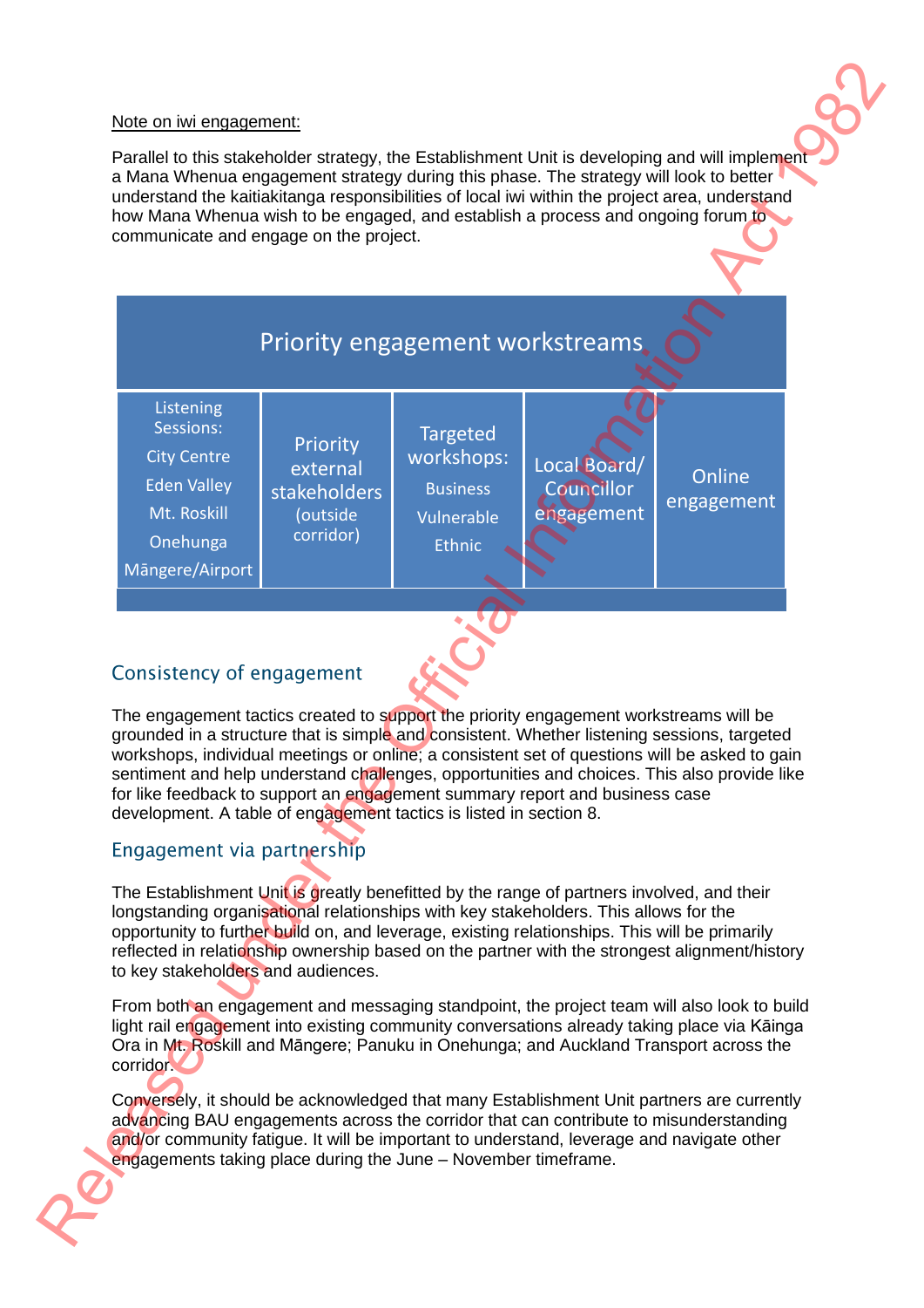Note on iwi engagement:

Parallel to this stakeholder strategy, the Establishment Unit is developing and will implement a Mana Whenua engagement strategy during this phase. The strategy will look to better understand the kaitiakitanga responsibilities of local iwi within the project area, understand how Mana Whenua wish to be engaged, and establish a process and ongoing forum to communicate and engage on the project.

| Priority engagement workstreams | | | | |
|---|---|---|---|---|
| Listening Sessions: City Centre, Eden Valley, Mt. Roskill, Onehunga, Māngere/Airport | Priority external stakeholders (outside corridor) | Targeted workshops: Business, Vulnerable, Ethnic | Local Board/ Councillor engagement | Online engagement |

## Consistency of engagement

The engagement tactics created to support the priority engagement workstreams will be grounded in a structure that is simple and consistent. Whether listening sessions, targeted workshops, individual meetings or online, a consistent set of questions will be asked to gain sentiment and help understand challenges, opportunities and choices. This also provide like for like feedback to support an engagement summary report and business case development. A table of engagement tactics is listed in section 8.

## Engagement via partnership

The Establishment Unit is greatly benefitted by the range of partners involved, and their longstanding organisational relationships with key stakeholders. This allows for the opportunity to further build on, and leverage, existing relationships. This will be primarily reflected in relationship ownership based on the partner with the strongest alignment/history to key stakeholders and audiences.

From both an engagement and messaging standpoint, the project team will also look to build light rail engagement into existing community conversations already taking place via Kāinga Ora in Mt. Roskill and Māngere; Panuku in Onehunga; and Auckland Transport across the corridor.

Conversely, it should be acknowledged that many Establishment Unit partners are currently advancing BAU engagements across the corridor that can contribute to misunderstanding and/or community fatigue. It will be important to understand, leverage and navigate other engagements taking place during the June – November timeframe.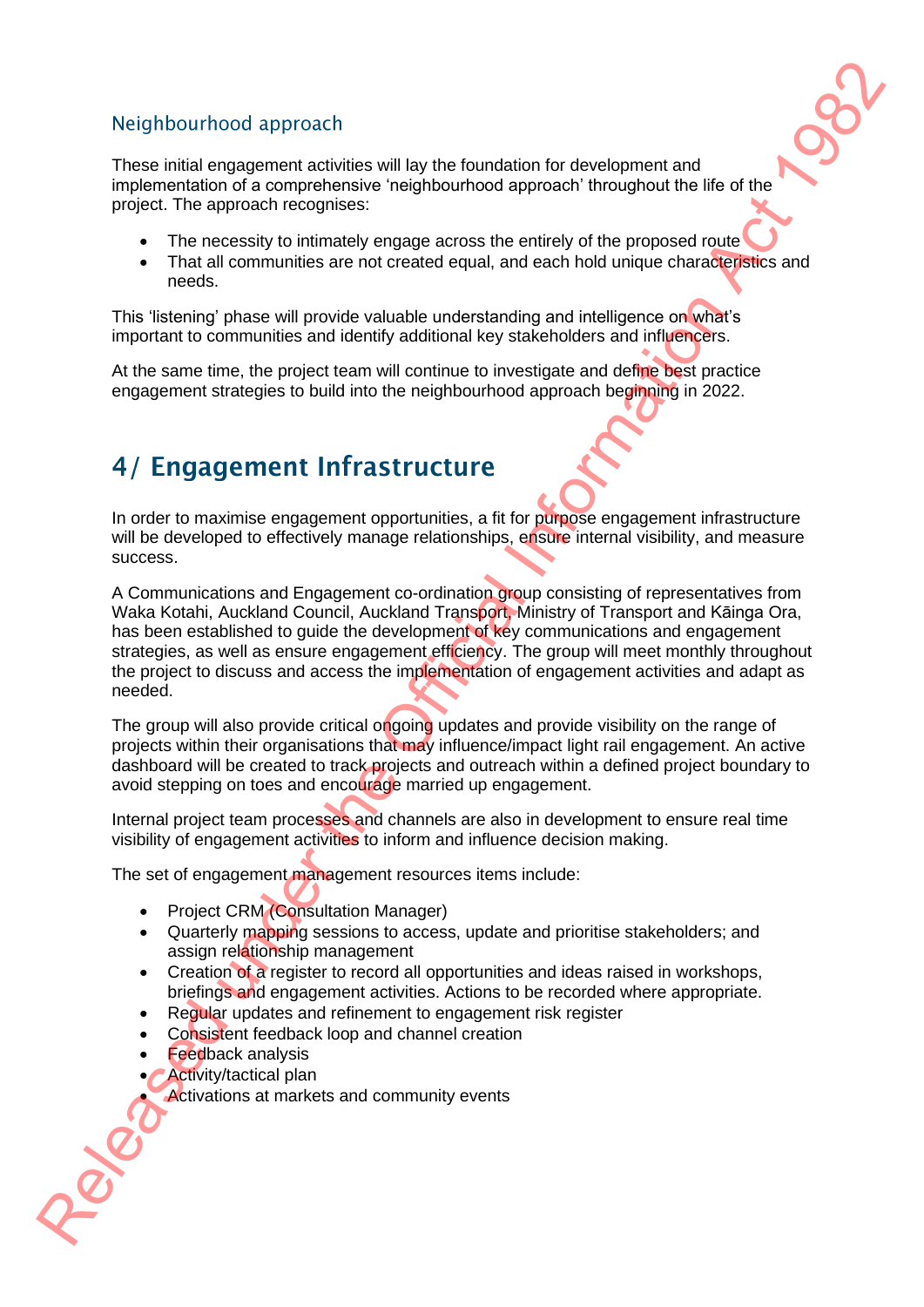### Neighbourhood approach

These initial engagement activities will lay the foundation for development and implementation of a comprehensive 'neighbourhood approach' throughout the life of the project. The approach recognises:

- The necessity to intimately engage across the entirely of the proposed route
- That all communities are not created equal, and each hold unique characteristics and needs.

This 'listening' phase will provide valuable understanding and intelligence on what's important to communities and identify additional key stakeholders and influencers.

At the same time, the project team will continue to investigate and define best practice engagement strategies to build into the neighbourhood approach beginning in 2022.

## 4/ Engagement Infrastructure

In order to maximise engagement opportunities, a fit for purpose engagement infrastructure will be developed to effectively manage relationships, ensure internal visibility, and measure success.

A Communications and Engagement co-ordination group consisting of representatives from Waka Kotahi, Auckland Council, Auckland Transport, Ministry of Transport and Kāinga Ora, has been established to guide the development of key communications and engagement strategies, as well as ensure engagement efficiency. The group will meet monthly throughout the project to discuss and access the implementation of engagement activities and adapt as needed.

The group will also provide critical ongoing updates and provide visibility on the range of projects within their organisations that may influence/impact light rail engagement. An active dashboard will be created to track projects and outreach within a defined project boundary to avoid stepping on toes and encourage married up engagement.

Internal project team processes and channels are also in development to ensure real time visibility of engagement activities to inform and influence decision making.

The set of engagement management resources items include:

- Project CRM (Consultation Manager)
- Quarterly mapping sessions to access, update and prioritise stakeholders; and assign relationship management
- Creation of a register to record all opportunities and ideas raised in workshops, briefings and engagement activities. Actions to be recorded where appropriate.
- Regular updates and refinement to engagement risk register
- Consistent feedback loop and channel creation
- Feedback analysis
- Activity/tactical plan
- Activations at markets and community events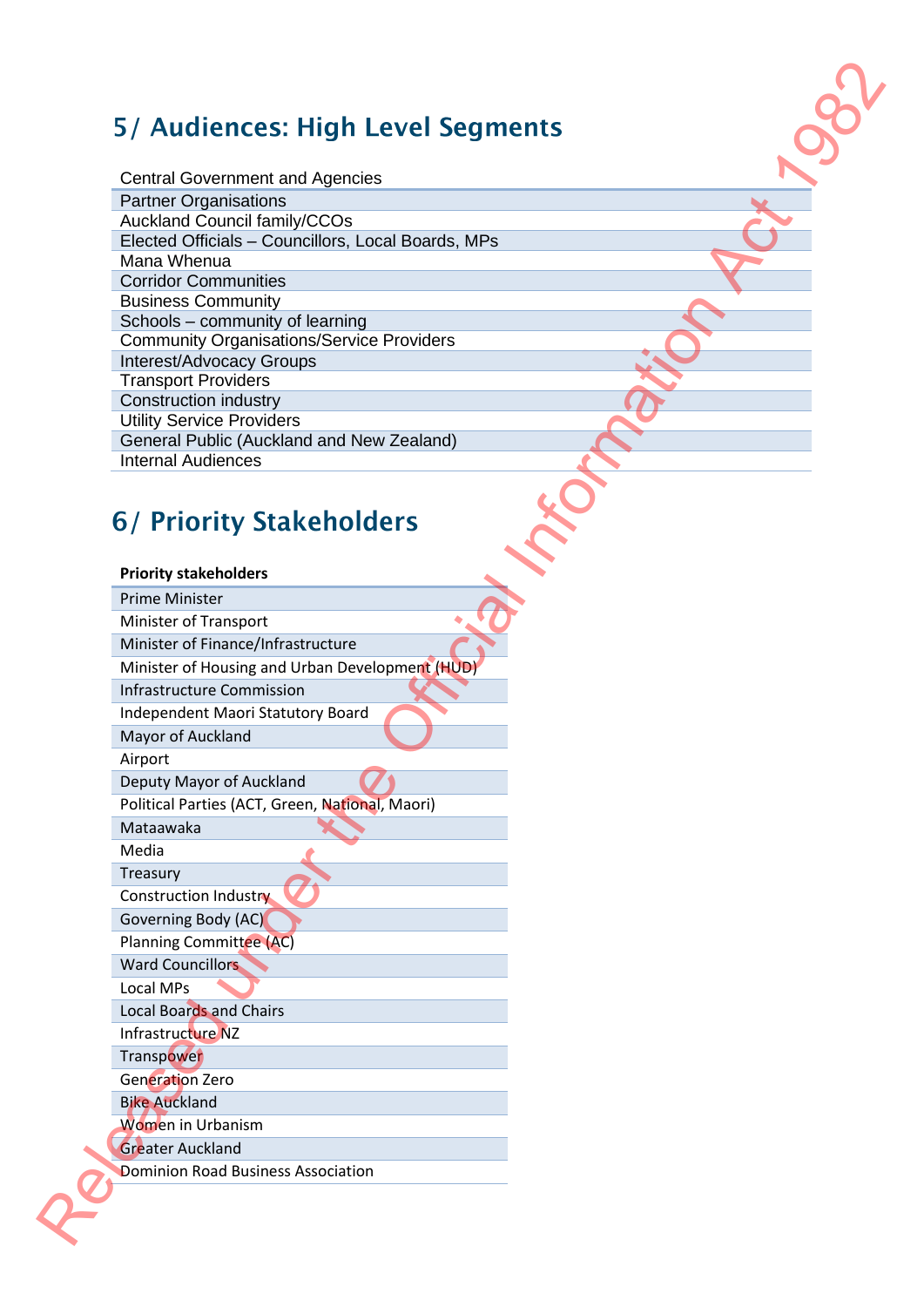## 5/ Audiences: High Level Segments

| Central Government and Agencies |
|---|
| Partner Organisations |
| Auckland Council family/CCOs |
| Elected Officials – Councillors, Local Boards, MPs |
| Mana Whenua |
| Corridor Communities |
| Business Community |
| Schools – community of learning |
| Community Organisations/Service Providers |
| Interest/Advocacy Groups |
| Transport Providers |
| Construction industry |
| Utility Service Providers |
| General Public (Auckland and New Zealand) |
| Internal Audiences |

## 6/ Priority Stakeholders

| **Priority stakeholders** |
|---|
| Prime Minister |
| Minister of Transport |
| Minister of Finance/Infrastructure |
| Minister of Housing and Urban Development (HUD) |
| Infrastructure Commission |
| Independent Maori Statutory Board |
| Mayor of Auckland |
| Airport |
| Deputy Mayor of Auckland |
| Political Parties (ACT, Green, National, Maori) |
| Mataawaka |
| Media |
| Treasury |
| Construction Industry |
| Governing Body (AC) |
| Planning Committee (AC) |
| Ward Councillors |
| Local MPs |
| Local Boards and Chairs |
| Infrastructure NZ |
| Transpower |
| Generation Zero |
| Bike Auckland |
| Women in Urbanism |
| Greater Auckland |
| Dominion Road Business Association |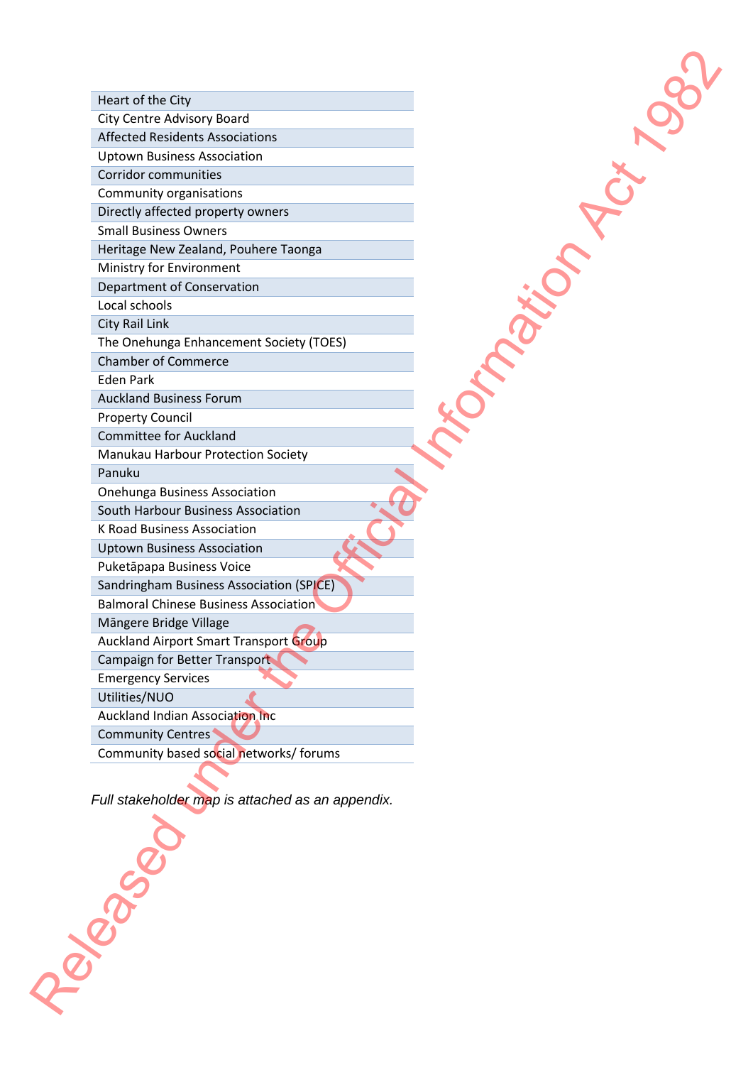| |
|---|
| Heart of the City |
| City Centre Advisory Board |
| Affected Residents Associations |
| Uptown Business Association |
| Corridor communities |
| Community organisations |
| Directly affected property owners |
| Small Business Owners |
| Heritage New Zealand, Pouhere Taonga |
| Ministry for Environment |
| Department of Conservation |
| Local schools |
| City Rail Link |
| The Onehunga Enhancement Society (TOES) |
| Chamber of Commerce |
| Eden Park |
| Auckland Business Forum |
| Property Council |
| Committee for Auckland |
| Manukau Harbour Protection Society |
| Panuku |
| Onehunga Business Association |
| South Harbour Business Association |
| K Road Business Association |
| Uptown Business Association |
| Puketāpapa Business Voice |
| Sandringham Business Association (SPICE) |
| Balmoral Chinese Business Association |
| Māngere Bridge Village |
| Auckland Airport Smart Transport Group |
| Campaign for Better Transport |
| Emergency Services |
| Utilities/NUO |
| Auckland Indian Association Inc |
| Community Centres |
| Community based social networks/ forums |

*Full stakeholder map is attached as an appendix.*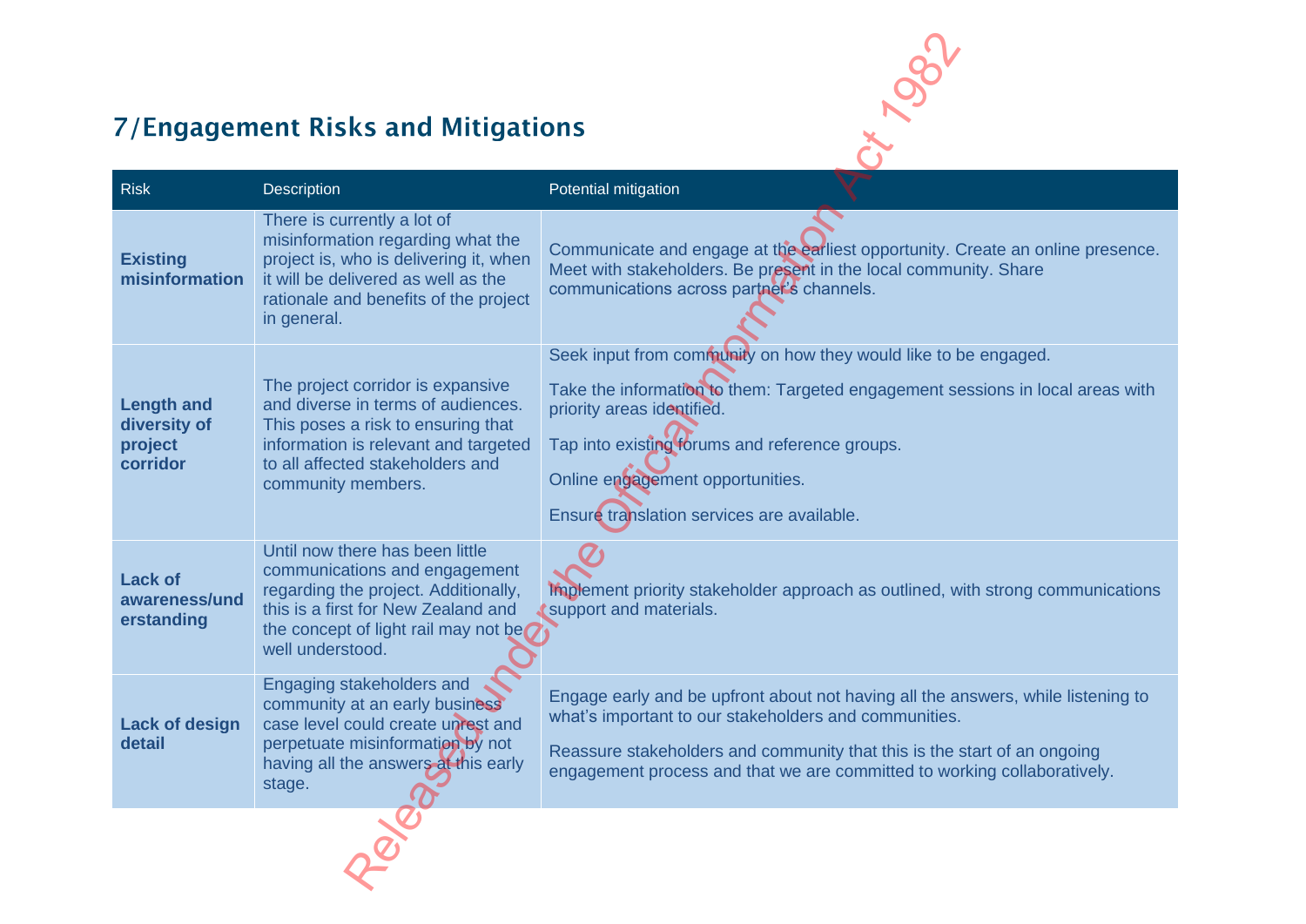## 7/Engagement Risks and Mitigations

| Risk | Description | Potential mitigation |
|---|---|---|
| **Existing misinformation** | There is currently a lot of misinformation regarding what the project is, who is delivering it, when it will be delivered as well as the rationale and benefits of the project in general. | Communicate and engage at the earliest opportunity. Create an online presence. Meet with stakeholders. Be present in the local community. Share communications across partners channels. |
| **Length and diversity of project corridor** | The project corridor is expansive and diverse in terms of audiences. This poses a risk to ensuring that information is relevant and targeted to all affected stakeholders and community members. | Seek input from community on how they would like to be engaged.<br><br>Take the information to them: Targeted engagement sessions in local areas with priority areas identified.<br><br>Tap into existing forums and reference groups.<br><br>Online engagement opportunities.<br><br>Ensure translation services are available. |
| **Lack of awareness/understanding** | Until now there has been little communications and engagement regarding the project. Additionally, this is a first for New Zealand and the concept of light rail may not be well understood. | Implement priority stakeholder approach as outlined, with strong communications support and materials. |
| **Lack of design detail** | Engaging stakeholders and community at an early business case level could create unrest and perpetuate misinformation by not having all the answers at this early stage. | Engage early and be upfront about not having all the answers, while listening to what's important to our stakeholders and communities.<br><br>Reassure stakeholders and community that this is the start of an ongoing engagement process and that we are committed to working collaboratively. |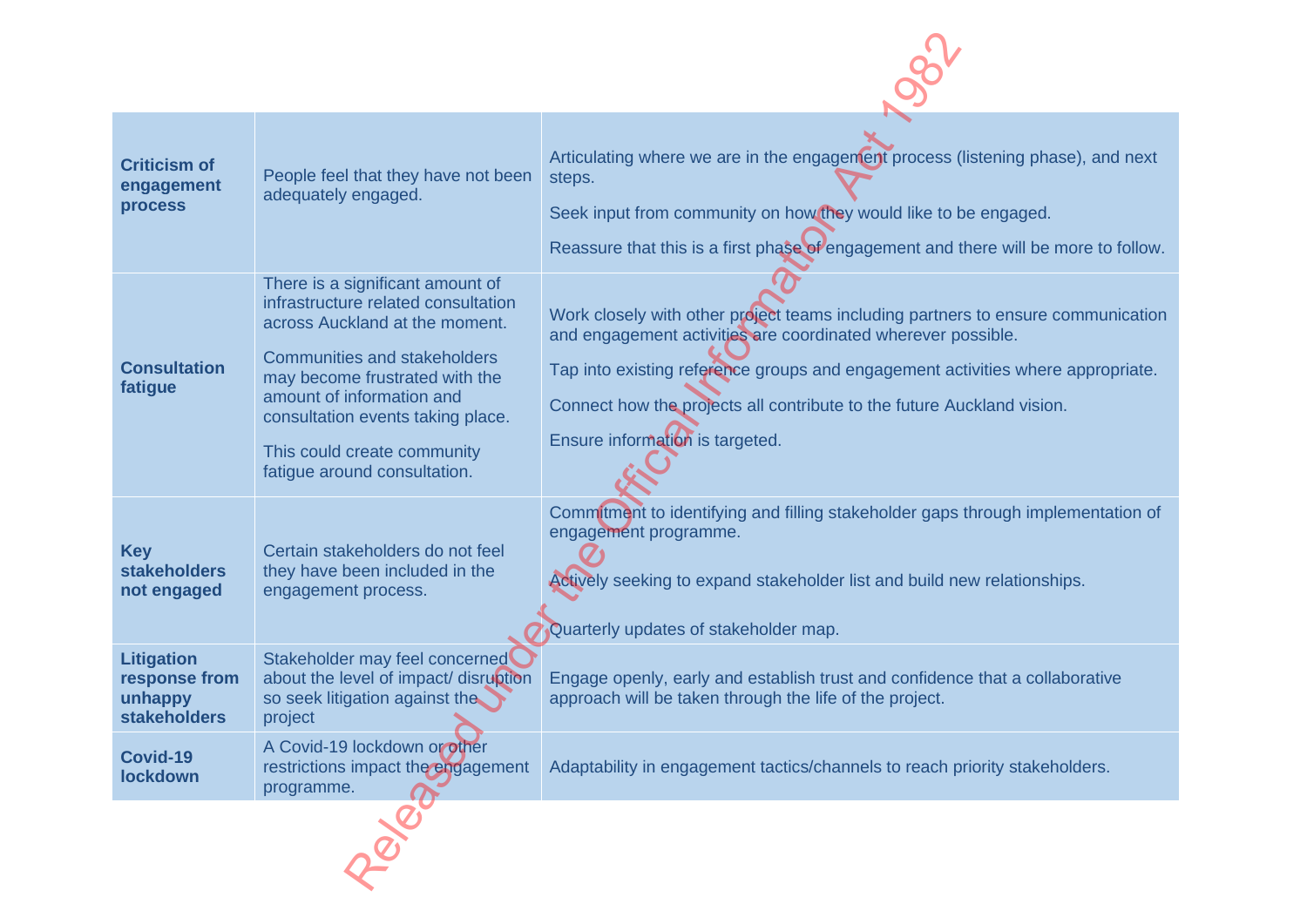| | | |
|---|---|---|
| **Criticism of engagement process** | People feel that they have not been adequately engaged. | Articulating where we are in the engagement process (listening phase), and next steps.<br><br>Seek input from community on how they would like to be engaged.<br><br>Reassure that this is a first phase of engagement and there will be more to follow. |
| **Consultation fatigue** | There is a significant amount of infrastructure related consultation across Auckland at the moment.<br><br>Communities and stakeholders may become frustrated with the amount of information and consultation events taking place.<br><br>This could create community fatigue around consultation. | Work closely with other project teams including partners to ensure communication and engagement activities are coordinated wherever possible.<br><br>Tap into existing reference groups and engagement activities where appropriate.<br><br>Connect how the projects all contribute to the future Auckland vision.<br><br>Ensure information is targeted. |
| **Key stakeholders not engaged** | Certain stakeholders do not feel they have been included in the engagement process. | Commitment to identifying and filling stakeholder gaps through implementation of engagement programme.<br><br>Actively seeking to expand stakeholder list and build new relationships.<br><br>Quarterly updates of stakeholder map. |
| **Litigation response from unhappy stakeholders** | Stakeholder may feel concerned about the level of impact/ disruption so seek litigation against the project | Engage openly, early and establish trust and confidence that a collaborative approach will be taken through the life of the project. |
| **Covid-19 lockdown** | A Covid-19 lockdown or other restrictions impact the engagement programme. | Adaptability in engagement tactics/channels to reach priority stakeholders. |

Released under the Official Information Act 1982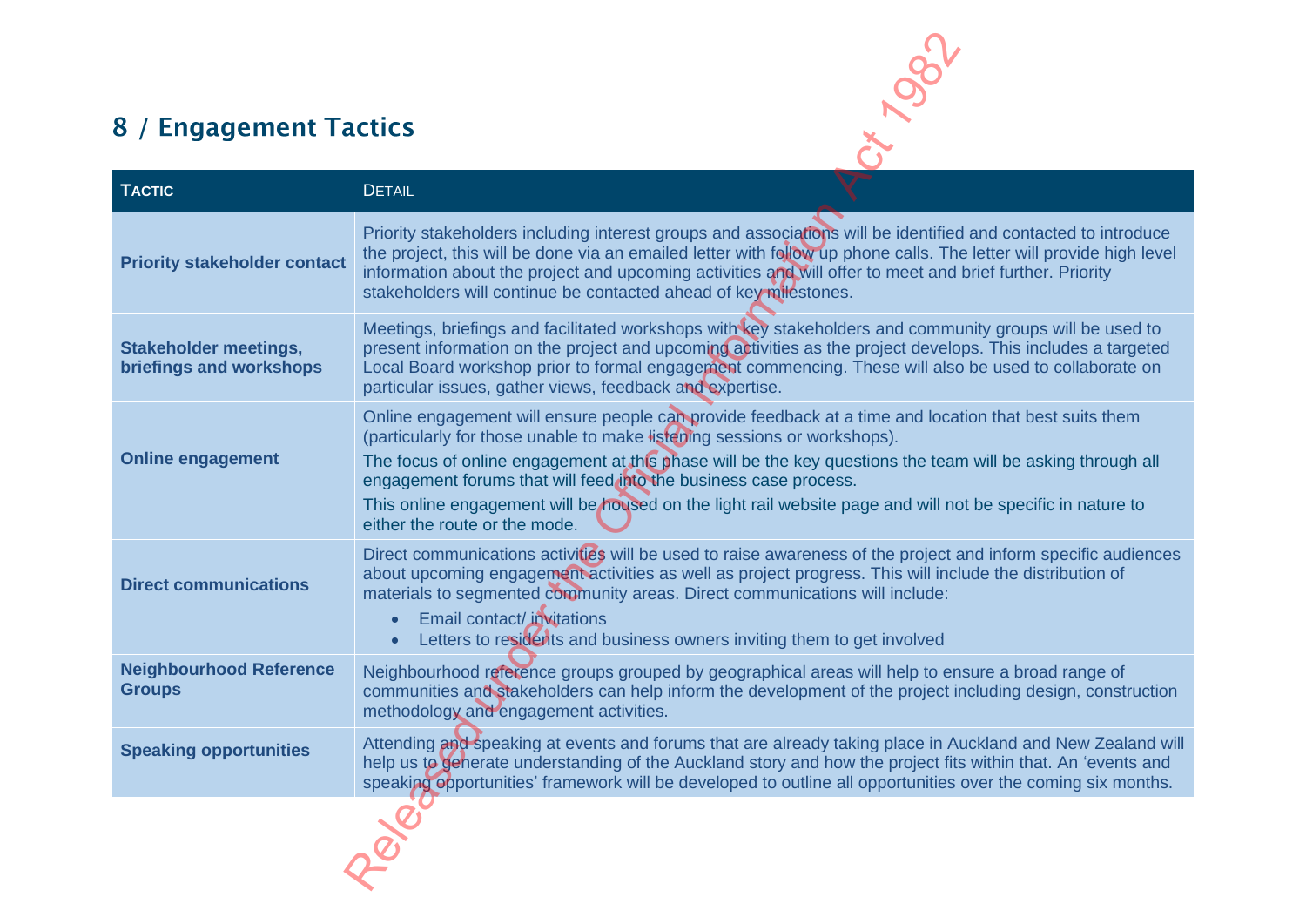## 8 / Engagement Tactics

| Tactic | Detail |
|---|---|
| **Priority stakeholder contact** | Priority stakeholders including interest groups and associations will be identified and contacted to introduce the project, this will be done via an emailed letter with follow up phone calls. The letter will provide high level information about the project and upcoming activities and will offer to meet and brief further. Priority stakeholders will continue be contacted ahead of key milestones. |
| **Stakeholder meetings, briefings and workshops** | Meetings, briefings and facilitated workshops with key stakeholders and community groups will be used to present information on the project and upcoming activities as the project develops. This includes a targeted Local Board workshop prior to formal engagement commencing. These will also be used to collaborate on particular issues, gather views, feedback and expertise. |
| **Online engagement** | Online engagement will ensure people can provide feedback at a time and location that best suits them (particularly for those unable to make listening sessions or workshops). The focus of online engagement at this phase will be the key questions the team will be asking through all engagement forums that will feed into the business case process. This online engagement will be housed on the light rail website page and will not be specific in nature to either the route or the mode. |
| **Direct communications** | Direct communications activities will be used to raise awareness of the project and inform specific audiences about upcoming engagement activities as well as project progress. This will include the distribution of materials to segmented community areas. Direct communications will include: • Email contact/ invitations • Letters to residents and business owners inviting them to get involved |
| **Neighbourhood Reference Groups** | Neighbourhood reference groups grouped by geographical areas will help to ensure a broad range of communities and stakeholders can help inform the development of the project including design, construction methodology and engagement activities. |
| **Speaking opportunities** | Attending and speaking at events and forums that are already taking place in Auckland and New Zealand will help us to generate understanding of the Auckland story and how the project fits within that. An 'events and speaking opportunities' framework will be developed to outline all opportunities over the coming six months. |

Released under the Official Information Act 1982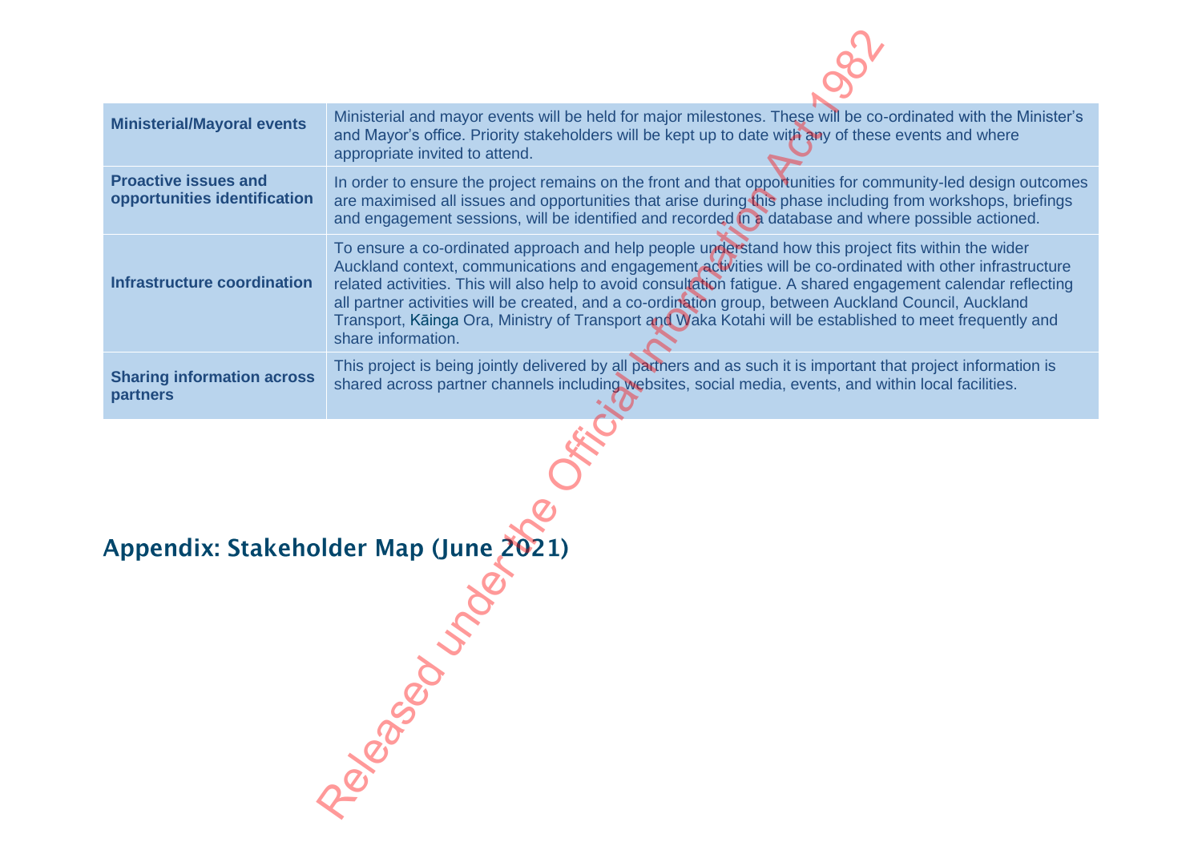| | |
|---|---|
| **Ministerial/Mayoral events** | Ministerial and mayor events will be held for major milestones. These will be co-ordinated with the Minister's and Mayor's office. Priority stakeholders will be kept up to date with any of these events and where appropriate invited to attend. |
| **Proactive issues and opportunities identification** | In order to ensure the project remains on the front and that opportunities for community-led design outcomes are maximised all issues and opportunities that arise during this phase including from workshops, briefings and engagement sessions, will be identified and recorded in a database and where possible actioned. |
| **Infrastructure coordination** | To ensure a co-ordinated approach and help people understand how this project fits within the wider Auckland context, communications and engagement activities will be co-ordinated with other infrastructure related activities. This will also help to avoid consultation fatigue. A shared engagement calendar reflecting all partner activities will be created, and a co-ordination group, between Auckland Council, Auckland Transport, Kāinga Ora, Ministry of Transport and Waka Kotahi will be established to meet frequently and share information. |
| **Sharing information across partners** | This project is being jointly delivered by all partners and as such it is important that project information is shared across partner channels including websites, social media, events, and within local facilities. |

## Appendix: Stakeholder Map (June 2021)